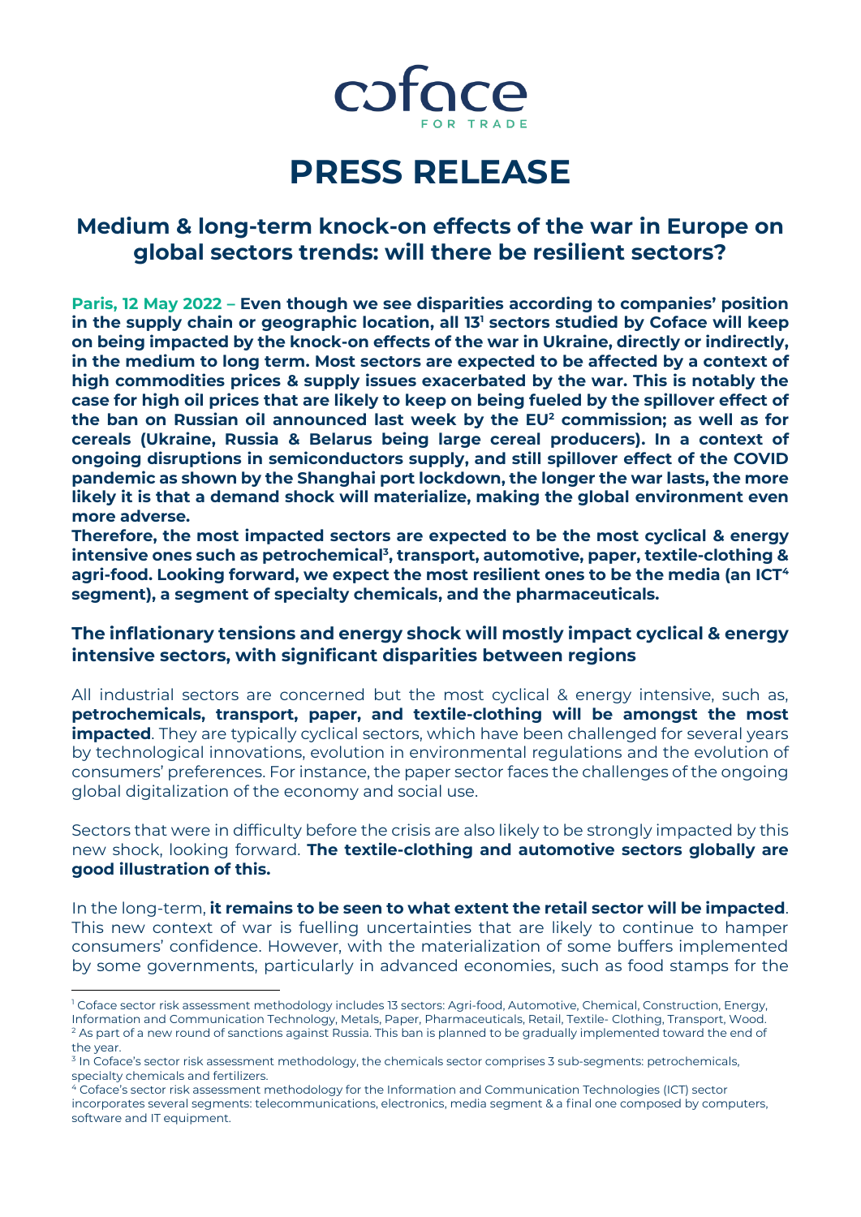coface

FOR TRADE

# PRESS RELEASE

## Medium & long-term knock-on effects of the war in Europe on global sectors trends: will there be resilient sectors?

**Paris, 12 May 2022 – Even though we see disparities according to companies' position in the supply chain or geographic location, all 13[1] sectors studied by Coface will keep on being impacted by the knock-on effects of the war in Ukraine, directly or indirectly, in the medium to long term. Most sectors are expected to be affected by a context of high commodities prices & supply issues exacerbated by the war. This is notably the case for high oil prices that are likely to keep on being fueled by the spillover effect of the ban on Russian oil announced last week by the EU[2] commission; as well as for cereals (Ukraine, Russia & Belarus being large cereal producers). In a context of ongoing disruptions in semiconductors supply, and still spillover effect of the COVID pandemic as shown by the Shanghai port lockdown, the longer the war lasts, the more likely it is that a demand shock will materialize, making the global environment even more adverse.**

**Therefore, the most impacted sectors are expected to be the most cyclical & energy intensive ones such as petrochemical[3], transport, automotive, paper, textile-clothing & agri-food. Looking forward, we expect the most resilient ones to be the media (an ICT[4] segment), a segment of specialty chemicals, and the pharmaceuticals.**

### The inflationary tensions and energy shock will mostly impact cyclical & energy intensive sectors, with significant disparities between regions

All industrial sectors are concerned but the most cyclical & energy intensive, such as, **petrochemicals, transport, paper, and textile-clothing will be amongst the most impacted**. They are typically cyclical sectors, which have been challenged for several years by technological innovations, evolution in environmental regulations and the evolution of consumers' preferences. For instance, the paper sector faces the challenges of the ongoing global digitalization of the economy and social use.

Sectors that were in difficulty before the crisis are also likely to be strongly impacted by this new shock, looking forward. **The textile-clothing and automotive sectors globally are good illustration of this.**

In the long-term, **it remains to be seen to what extent the retail sector will be impacted**. This new context of war is fuelling uncertainties that are likely to continue to hamper consumers' confidence. However, with the materialization of some buffers implemented by some governments, particularly in advanced economies, such as food stamps for the

---

[1] Coface sector risk assessment methodology includes 13 sectors: Agri-food, Automotive, Chemical, Construction, Energy, Information and Communication Technology, Metals, Paper, Pharmaceuticals, Retail, Textile- Clothing, Transport, Wood.

[2] As part of a new round of sanctions against Russia. This ban is planned to be gradually implemented toward the end of the year.

[3] In Coface's sector risk assessment methodology, the chemicals sector comprises 3 sub-segments: petrochemicals, specialty chemicals and fertilizers.

[4] Coface's sector risk assessment methodology for the Information and Communication Technologies (ICT) sector incorporates several segments: telecommunications, electronics, media segment & a final one composed by computers, software and IT equipment.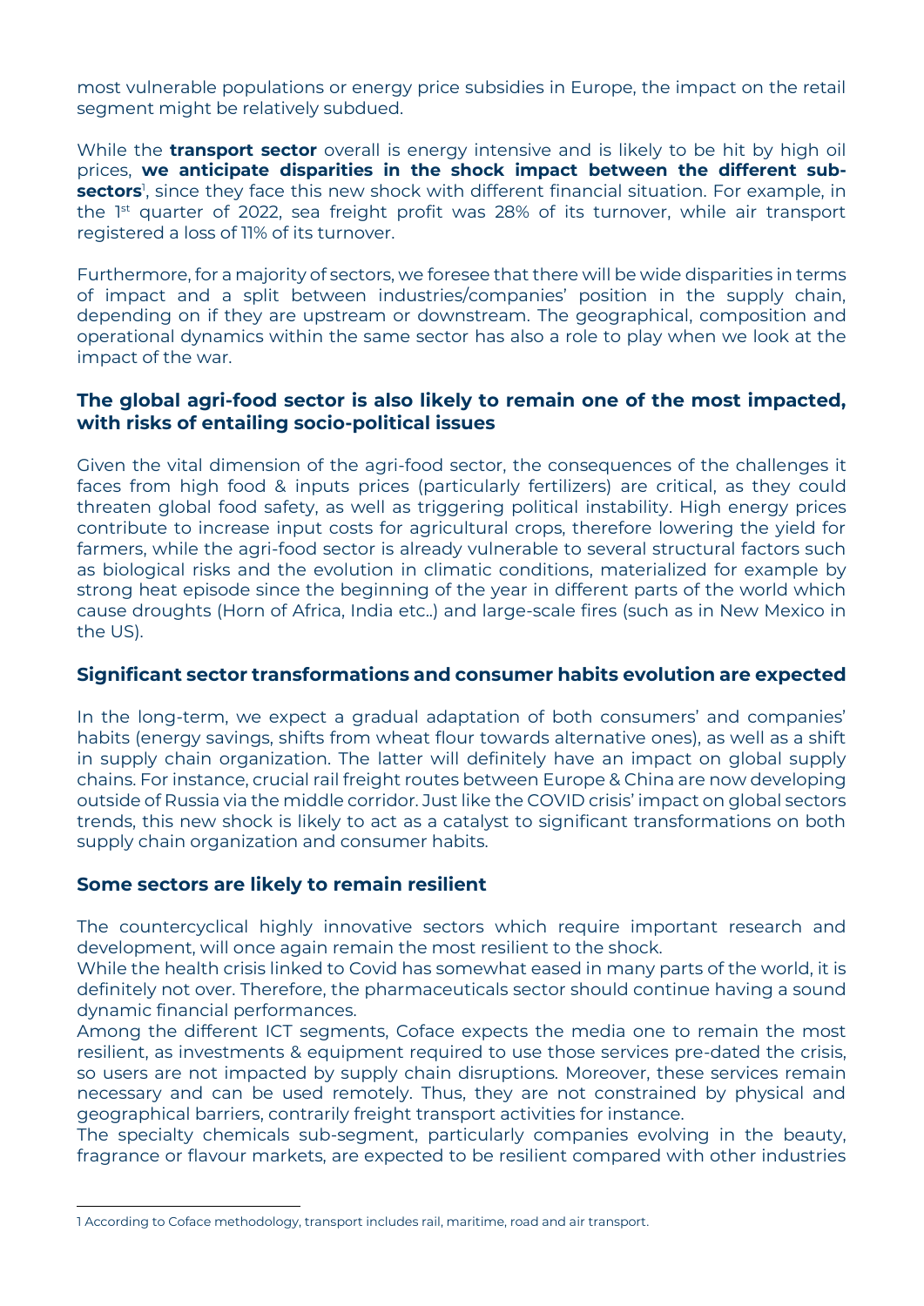most vulnerable populations or energy price subsidies in Europe, the impact on the retail segment might be relatively subdued.

While the **transport sector** overall is energy intensive and is likely to be hit by high oil prices, **we anticipate disparities in the shock impact between the different sub-sectors**[1], since they face this new shock with different financial situation. For example, in the 1st quarter of 2022, sea freight profit was 28% of its turnover, while air transport registered a loss of 11% of its turnover.

Furthermore, for a majority of sectors, we foresee that there will be wide disparities in terms of impact and a split between industries/companies' position in the supply chain, depending on if they are upstream or downstream. The geographical, composition and operational dynamics within the same sector has also a role to play when we look at the impact of the war.

### The global agri-food sector is also likely to remain one of the most impacted, with risks of entailing socio-political issues

Given the vital dimension of the agri-food sector, the consequences of the challenges it faces from high food & inputs prices (particularly fertilizers) are critical, as they could threaten global food safety, as well as triggering political instability. High energy prices contribute to increase input costs for agricultural crops, therefore lowering the yield for farmers, while the agri-food sector is already vulnerable to several structural factors such as biological risks and the evolution in climatic conditions, materialized for example by strong heat episode since the beginning of the year in different parts of the world which cause droughts (Horn of Africa, India etc..) and large-scale fires (such as in New Mexico in the US).

### Significant sector transformations and consumer habits evolution are expected

In the long-term, we expect a gradual adaptation of both consumers' and companies' habits (energy savings, shifts from wheat flour towards alternative ones), as well as a shift in supply chain organization. The latter will definitely have an impact on global supply chains. For instance, crucial rail freight routes between Europe & China are now developing outside of Russia via the middle corridor. Just like the COVID crisis' impact on global sectors trends, this new shock is likely to act as a catalyst to significant transformations on both supply chain organization and consumer habits.

### Some sectors are likely to remain resilient

The countercyclical highly innovative sectors which require important research and development, will once again remain the most resilient to the shock.
While the health crisis linked to Covid has somewhat eased in many parts of the world, it is definitely not over. Therefore, the pharmaceuticals sector should continue having a sound dynamic financial performances.
Among the different ICT segments, Coface expects the media one to remain the most resilient, as investments & equipment required to use those services pre-dated the crisis, so users are not impacted by supply chain disruptions. Moreover, these services remain necessary and can be used remotely. Thus, they are not constrained by physical and geographical barriers, contrarily freight transport activities for instance.
The specialty chemicals sub-segment, particularly companies evolving in the beauty, fragrance or flavour markets, are expected to be resilient compared with other industries

---

[1] According to Coface methodology, transport includes rail, maritime, road and air transport.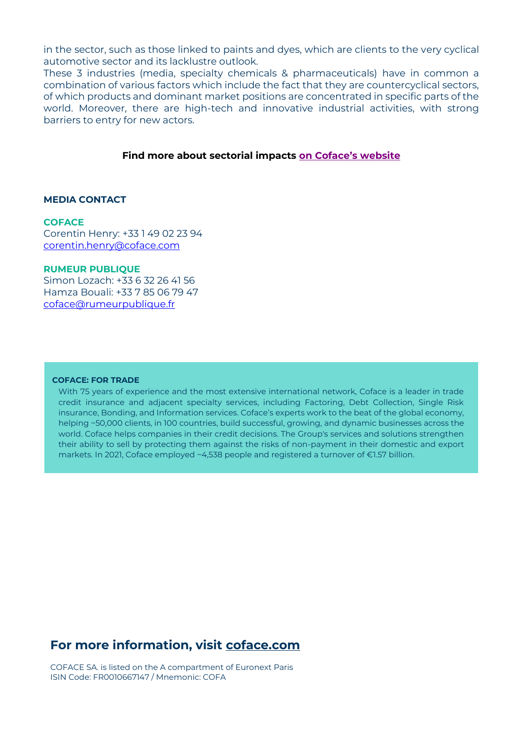in the sector, such as those linked to paints and dyes, which are clients to the very cyclical automotive sector and its lacklustre outlook.

These 3 industries (media, specialty chemicals & pharmaceuticals) have in common a combination of various factors which include the fact that they are countercyclical sectors, of which products and dominant market positions are concentrated in specific parts of the world. Moreover, there are high-tech and innovative industrial activities, with strong barriers to entry for new actors.

**Find more about sectorial impacts on Coface's website**

**MEDIA CONTACT**

**COFACE**
Corentin Henry: +33 1 49 02 23 94
corentin.henry@coface.com

**RUMEUR PUBLIQUE**
Simon Lozach: +33 6 32 26 41 56
Hamza Bouali: +33 7 85 06 79 47
coface@rumeurpublique.fr

**COFACE: FOR TRADE**

With 75 years of experience and the most extensive international network, Coface is a leader in trade credit insurance and adjacent specialty services, including Factoring, Debt Collection, Single Risk insurance, Bonding, and Information services. Coface's experts work to the beat of the global economy, helping ~50,000 clients, in 100 countries, build successful, growing, and dynamic businesses across the world. Coface helps companies in their credit decisions. The Group's services and solutions strengthen their ability to sell by protecting them against the risks of non-payment in their domestic and export markets. In 2021, Coface employed ~4,538 people and registered a turnover of €1.57 billion.

## For more information, visit coface.com

COFACE SA. is listed on the A compartment of Euronext Paris
ISIN Code: FR0010667147 / Mnemonic: COFA